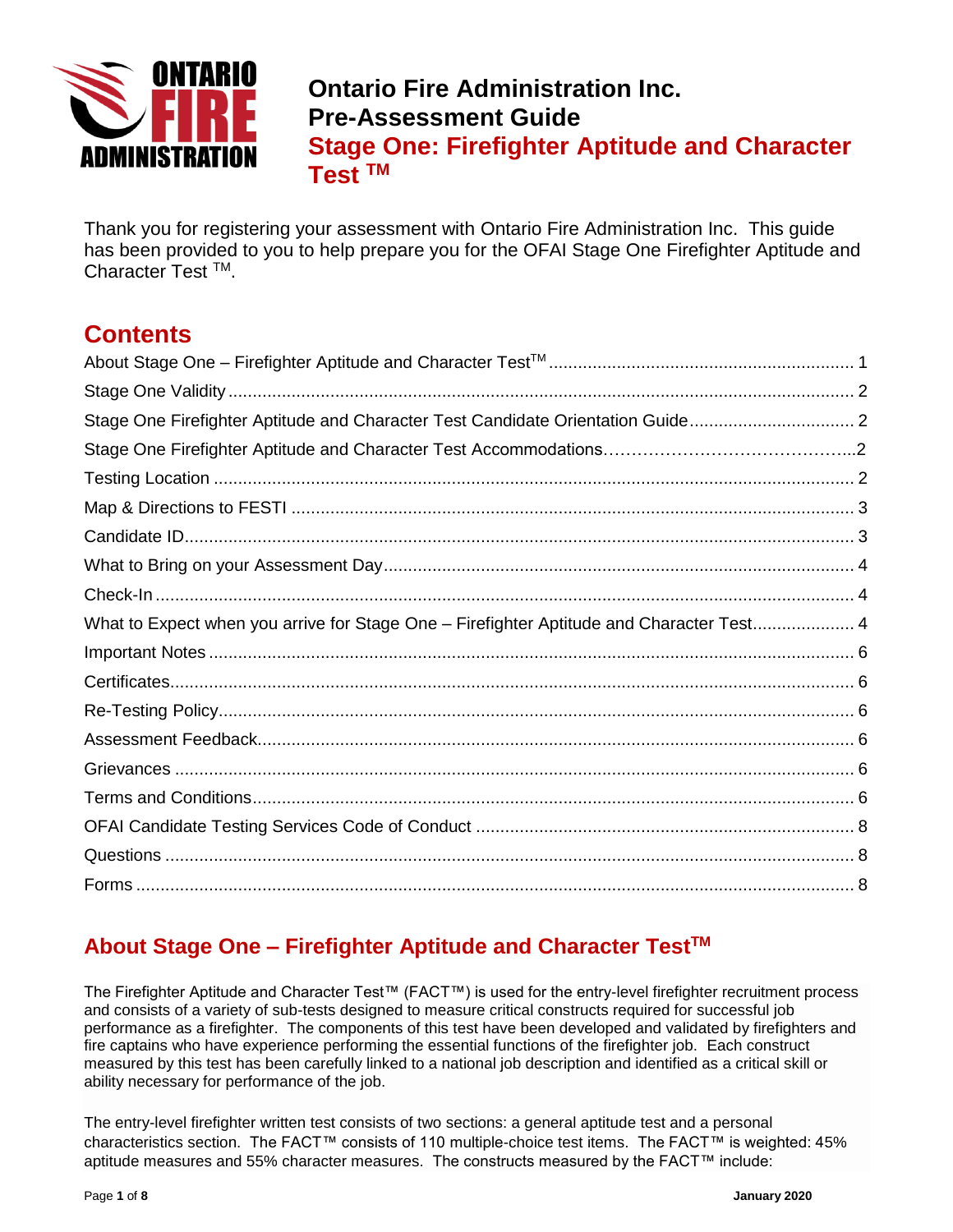# Ontario Fire Administration Inc.
# Pre-Assessment Guide
# Stage One: Firefighter Aptitude and Character Test ™

Thank you for registering your assessment with Ontario Fire Administration Inc. This guide has been provided to you to help prepare you for the OFAI Stage One Firefighter Aptitude and Character Test ™.

## Contents

- About Stage One – Firefighter Aptitude and Character Test™ ....... 1
- Stage One Validity ....... 2
- Stage One Firefighter Aptitude and Character Test Candidate Orientation Guide ....... 2
- Stage One Firefighter Aptitude and Character Test Accommodations ....... 2
- Testing Location ....... 2
- Map & Directions to FESTI ....... 3
- Candidate ID ....... 3
- What to Bring on your Assessment Day ....... 4
- Check-In ....... 4
- What to Expect when you arrive for Stage One – Firefighter Aptitude and Character Test ....... 4
- Important Notes ....... 6
- Certificates ....... 6
- Re-Testing Policy ....... 6
- Assessment Feedback ....... 6
- Grievances ....... 6
- Terms and Conditions ....... 6
- OFAI Candidate Testing Services Code of Conduct ....... 8
- Questions ....... 8
- Forms ....... 8

## About Stage One – Firefighter Aptitude and Character Test™

The Firefighter Aptitude and Character Test™ (FACT™) is used for the entry-level firefighter recruitment process and consists of a variety of sub-tests designed to measure critical constructs required for successful job performance as a firefighter. The components of this test have been developed and validated by firefighters and fire captains who have experience performing the essential functions of the firefighter job. Each construct measured by this test has been carefully linked to a national job description and identified as a critical skill or ability necessary for performance of the job.

The entry-level firefighter written test consists of two sections: a general aptitude test and a personal characteristics section. The FACT™ consists of 110 multiple-choice test items. The FACT™ is weighted: 45% aptitude measures and 55% character measures. The constructs measured by the FACT™ include: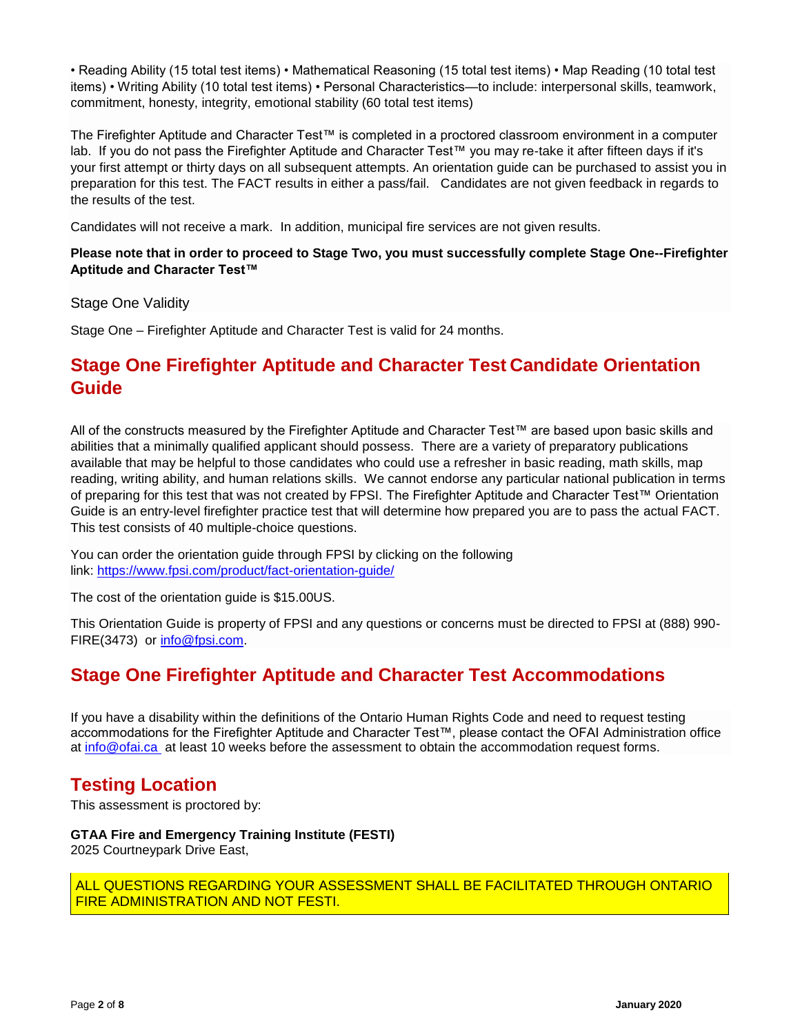• Reading Ability (15 total test items) • Mathematical Reasoning (15 total test items) • Map Reading (10 total test items) • Writing Ability (10 total test items) • Personal Characteristics—to include: interpersonal skills, teamwork, commitment, honesty, integrity, emotional stability (60 total test items)

The Firefighter Aptitude and Character Test™ is completed in a proctored classroom environment in a computer lab. If you do not pass the Firefighter Aptitude and Character Test™ you may re-take it after fifteen days if it's your first attempt or thirty days on all subsequent attempts. An orientation guide can be purchased to assist you in preparation for this test. The FACT results in either a pass/fail. Candidates are not given feedback in regards to the results of the test.

Candidates will not receive a mark. In addition, municipal fire services are not given results.

**Please note that in order to proceed to Stage Two, you must successfully complete Stage One--Firefighter Aptitude and Character Test™**

Stage One Validity

Stage One – Firefighter Aptitude and Character Test is valid for 24 months.

## Stage One Firefighter Aptitude and Character Test Candidate Orientation Guide

All of the constructs measured by the Firefighter Aptitude and Character Test™ are based upon basic skills and abilities that a minimally qualified applicant should possess. There are a variety of preparatory publications available that may be helpful to those candidates who could use a refresher in basic reading, math skills, map reading, writing ability, and human relations skills. We cannot endorse any particular national publication in terms of preparing for this test that was not created by FPSI. The Firefighter Aptitude and Character Test™ Orientation Guide is an entry-level firefighter practice test that will determine how prepared you are to pass the actual FACT. This test consists of 40 multiple-choice questions.

You can order the orientation guide through FPSI by clicking on the following link: https://www.fpsi.com/product/fact-orientation-guide/

The cost of the orientation guide is $15.00US.

This Orientation Guide is property of FPSI and any questions or concerns must be directed to FPSI at (888) 990-FIRE(3473) or info@fpsi.com.

## Stage One Firefighter Aptitude and Character Test Accommodations

If you have a disability within the definitions of the Ontario Human Rights Code and need to request testing accommodations for the Firefighter Aptitude and Character Test™, please contact the OFAI Administration office at info@ofai.ca at least 10 weeks before the assessment to obtain the accommodation request forms.

## Testing Location

This assessment is proctored by:

**GTAA Fire and Emergency Training Institute (FESTI)**
2025 Courtneypark Drive East,

ALL QUESTIONS REGARDING YOUR ASSESSMENT SHALL BE FACILITATED THROUGH ONTARIO FIRE ADMINISTRATION AND NOT FESTI.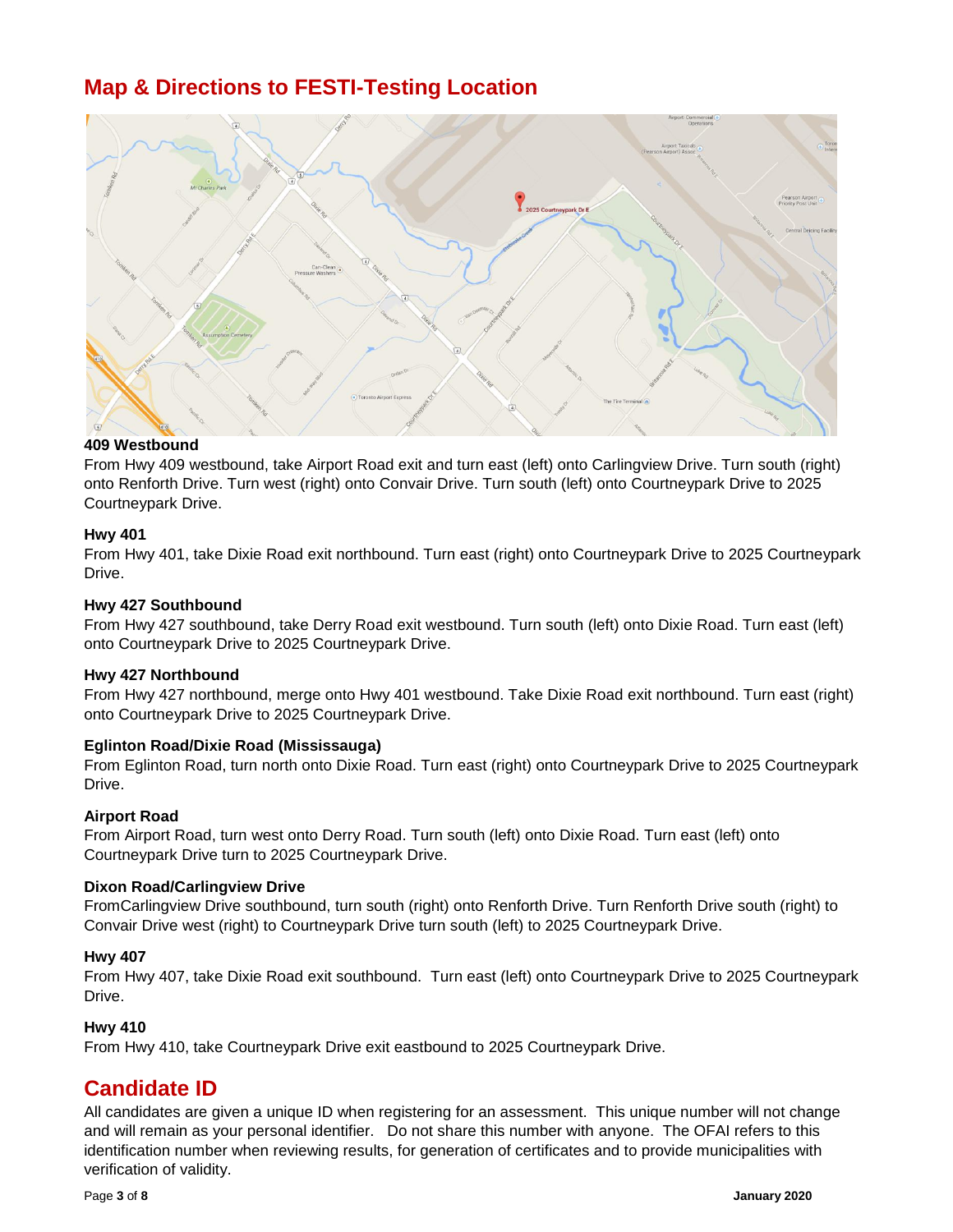## Map & Directions to FESTI-Testing Location

**409 Westbound**
From Hwy 409 westbound, take Airport Road exit and turn east (left) onto Carlingview Drive. Turn south (right) onto Renforth Drive. Turn west (right) onto Convair Drive. Turn south (left) onto Courtneypark Drive to 2025 Courtneypark Drive.

**Hwy 401**
From Hwy 401, take Dixie Road exit northbound. Turn east (right) onto Courtneypark Drive to 2025 Courtneypark Drive.

**Hwy 427 Southbound**
From Hwy 427 southbound, take Derry Road exit westbound. Turn south (left) onto Dixie Road. Turn east (left) onto Courtneypark Drive to 2025 Courtneypark Drive.

**Hwy 427 Northbound**
From Hwy 427 northbound, merge onto Hwy 401 westbound. Take Dixie Road exit northbound. Turn east (right) onto Courtneypark Drive to 2025 Courtneypark Drive.

**Eglinton Road/Dixie Road (Mississauga)**
From Eglinton Road, turn north onto Dixie Road. Turn east (right) onto Courtneypark Drive to 2025 Courtneypark Drive.

**Airport Road**
From Airport Road, turn west onto Derry Road. Turn south (left) onto Dixie Road. Turn east (left) onto Courtneypark Drive turn to 2025 Courtneypark Drive.

**Dixon Road/Carlingview Drive**
FromCarlingview Drive southbound, turn south (right) onto Renforth Drive. Turn Renforth Drive south (right) to Convair Drive west (right) to Courtneypark Drive turn south (left) to 2025 Courtneypark Drive.

**Hwy 407**
From Hwy 407, take Dixie Road exit southbound. Turn east (left) onto Courtneypark Drive to 2025 Courtneypark Drive.

**Hwy 410**
From Hwy 410, take Courtneypark Drive exit eastbound to 2025 Courtneypark Drive.

## Candidate ID

All candidates are given a unique ID when registering for an assessment. This unique number will not change and will remain as your personal identifier. Do not share this number with anyone. The OFAI refers to this identification number when reviewing results, for generation of certificates and to provide municipalities with verification of validity.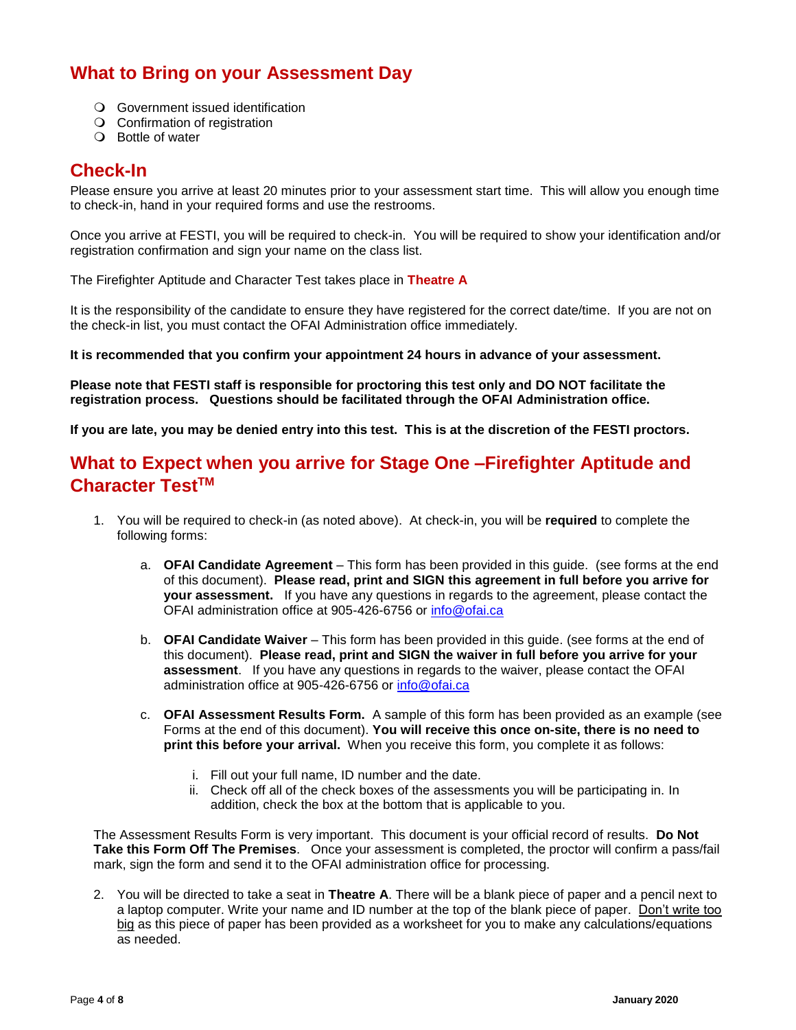## What to Bring on your Assessment Day

- Government issued identification
- Confirmation of registration
- Bottle of water

## Check-In

Please ensure you arrive at least 20 minutes prior to your assessment start time. This will allow you enough time to check-in, hand in your required forms and use the restrooms.

Once you arrive at FESTI, you will be required to check-in. You will be required to show your identification and/or registration confirmation and sign your name on the class list.

The Firefighter Aptitude and Character Test takes place in **Theatre A**

It is the responsibility of the candidate to ensure they have registered for the correct date/time. If you are not on the check-in list, you must contact the OFAI Administration office immediately.

**It is recommended that you confirm your appointment 24 hours in advance of your assessment.**

**Please note that FESTI staff is responsible for proctoring this test only and DO NOT facilitate the registration process. Questions should be facilitated through the OFAI Administration office.**

**If you are late, you may be denied entry into this test. This is at the discretion of the FESTI proctors.**

## What to Expect when you arrive for Stage One –Firefighter Aptitude and Character Test™

1. You will be required to check-in (as noted above). At check-in, you will be **required** to complete the following forms:

   a. **OFAI Candidate Agreement** – This form has been provided in this guide. (see forms at the end of this document). **Please read, print and SIGN this agreement in full before you arrive for your assessment.** If you have any questions in regards to the agreement, please contact the OFAI administration office at 905-426-6756 or info@ofai.ca

   b. **OFAI Candidate Waiver** – This form has been provided in this guide. (see forms at the end of this document). **Please read, print and SIGN the waiver in full before you arrive for your assessment**. If you have any questions in regards to the waiver, please contact the OFAI administration office at 905-426-6756 or info@ofai.ca

   c. **OFAI Assessment Results Form.** A sample of this form has been provided as an example (see Forms at the end of this document). **You will receive this once on-site, there is no need to print this before your arrival.** When you receive this form, you complete it as follows:

      i. Fill out your full name, ID number and the date.
      ii. Check off all of the check boxes of the assessments you will be participating in. In addition, check the box at the bottom that is applicable to you.

   The Assessment Results Form is very important. This document is your official record of results. **Do Not Take this Form Off The Premises**. Once your assessment is completed, the proctor will confirm a pass/fail mark, sign the form and send it to the OFAI administration office for processing.

2. You will be directed to take a seat in **Theatre A**. There will be a blank piece of paper and a pencil next to a laptop computer. Write your name and ID number at the top of the blank piece of paper. <u>Don't write too big</u> as this piece of paper has been provided as a worksheet for you to make any calculations/equations as needed.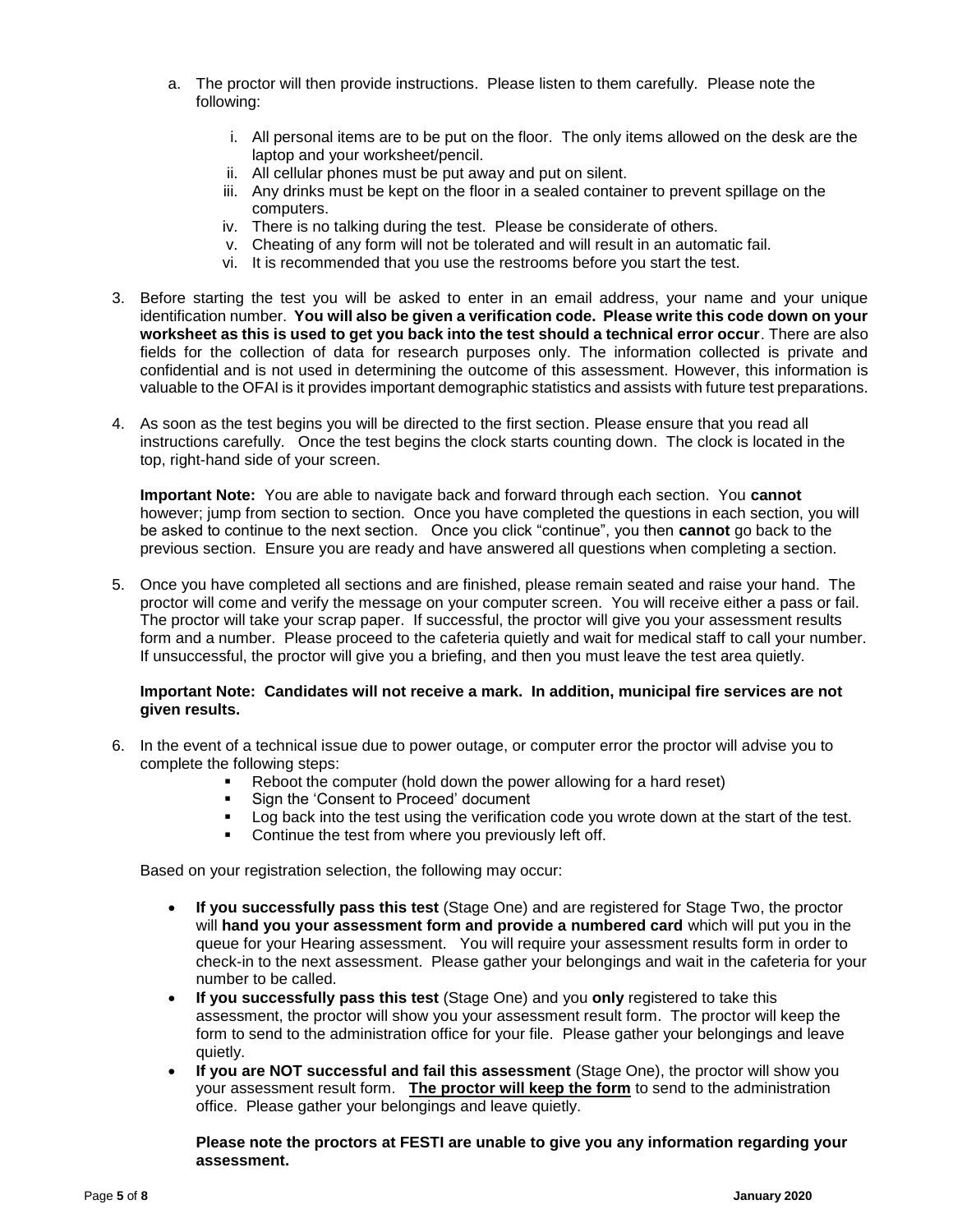a. The proctor will then provide instructions. Please listen to them carefully. Please note the following:

   i. All personal items are to be put on the floor. The only items allowed on the desk are the laptop and your worksheet/pencil.
   ii. All cellular phones must be put away and put on silent.
   iii. Any drinks must be kept on the floor in a sealed container to prevent spillage on the computers.
   iv. There is no talking during the test. Please be considerate of others.
   v. Cheating of any form will not be tolerated and will result in an automatic fail.
   vi. It is recommended that you use the restrooms before you start the test.

3. Before starting the test you will be asked to enter in an email address, your name and your unique identification number. **You will also be given a verification code. Please write this code down on your worksheet as this is used to get you back into the test should a technical error occur**. There are also fields for the collection of data for research purposes only. The information collected is private and confidential and is not used in determining the outcome of this assessment. However, this information is valuable to the OFAI is it provides important demographic statistics and assists with future test preparations.

4. As soon as the test begins you will be directed to the first section. Please ensure that you read all instructions carefully. Once the test begins the clock starts counting down. The clock is located in the top, right-hand side of your screen.

   **Important Note:** You are able to navigate back and forward through each section. You **cannot** however; jump from section to section. Once you have completed the questions in each section, you will be asked to continue to the next section. Once you click "continue", you then **cannot** go back to the previous section. Ensure you are ready and have answered all questions when completing a section.

5. Once you have completed all sections and are finished, please remain seated and raise your hand. The proctor will come and verify the message on your computer screen. You will receive either a pass or fail. The proctor will take your scrap paper. If successful, the proctor will give you your assessment results form and a number. Please proceed to the cafeteria quietly and wait for medical staff to call your number. If unsuccessful, the proctor will give you a briefing, and then you must leave the test area quietly.

   **Important Note: Candidates will not receive a mark. In addition, municipal fire services are not given results.**

6. In the event of a technical issue due to power outage, or computer error the proctor will advise you to complete the following steps:
   - Reboot the computer (hold down the power allowing for a hard reset)
   - Sign the 'Consent to Proceed' document
   - Log back into the test using the verification code you wrote down at the start of the test.
   - Continue the test from where you previously left off.

   Based on your registration selection, the following may occur:

   - **If you successfully pass this test** (Stage One) and are registered for Stage Two, the proctor will **hand you your assessment form and provide a numbered card** which will put you in the queue for your Hearing assessment. You will require your assessment results form in order to check-in to the next assessment. Please gather your belongings and wait in the cafeteria for your number to be called.
   - **If you successfully pass this test** (Stage One) and you **only** registered to take this assessment, the proctor will show you your assessment result form. The proctor will keep the form to send to the administration office for your file. Please gather your belongings and leave quietly.
   - **If you are NOT successful and fail this assessment** (Stage One), the proctor will show you your assessment result form. **<u>The proctor will keep the form</u>** to send to the administration office. Please gather your belongings and leave quietly.

   **Please note the proctors at FESTI are unable to give you any information regarding your assessment.**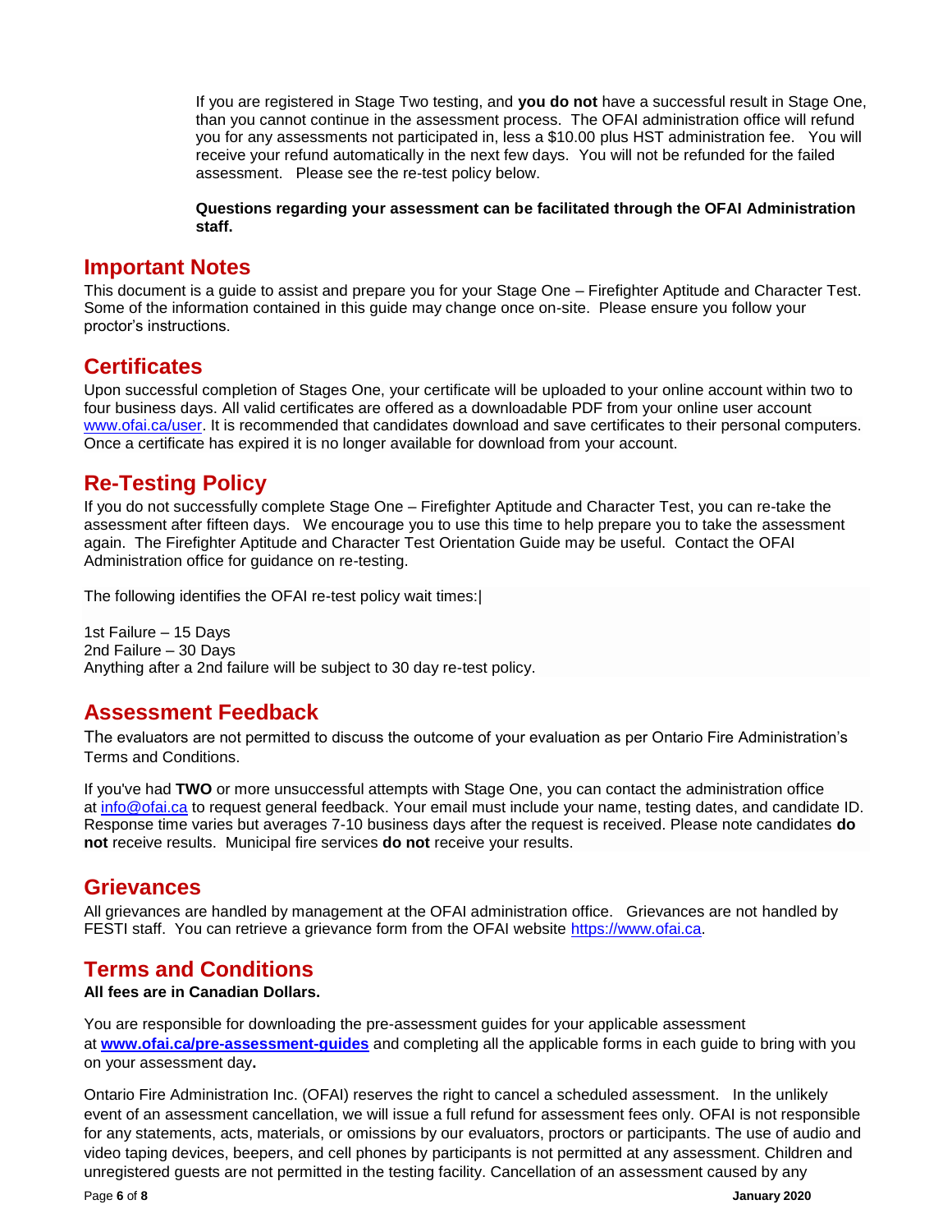If you are registered in Stage Two testing, and **you do not** have a successful result in Stage One, than you cannot continue in the assessment process. The OFAI administration office will refund you for any assessments not participated in, less a $10.00 plus HST administration fee. You will receive your refund automatically in the next few days. You will not be refunded for the failed assessment. Please see the re-test policy below.

**Questions regarding your assessment can be facilitated through the OFAI Administration staff.**

## Important Notes

This document is a guide to assist and prepare you for your Stage One – Firefighter Aptitude and Character Test. Some of the information contained in this guide may change once on-site. Please ensure you follow your proctor's instructions.

## Certificates

Upon successful completion of Stages One, your certificate will be uploaded to your online account within two to four business days. All valid certificates are offered as a downloadable PDF from your online user account [www.ofai.ca/user](www.ofai.ca/user). It is recommended that candidates download and save certificates to their personal computers. Once a certificate has expired it is no longer available for download from your account.

## Re-Testing Policy

If you do not successfully complete Stage One – Firefighter Aptitude and Character Test, you can re-take the assessment after fifteen days. We encourage you to use this time to help prepare you to take the assessment again. The Firefighter Aptitude and Character Test Orientation Guide may be useful. Contact the OFAI Administration office for guidance on re-testing.

The following identifies the OFAI re-test policy wait times:|

1st Failure – 15 Days
2nd Failure – 30 Days
Anything after a 2nd failure will be subject to 30 day re-test policy.

## Assessment Feedback

The evaluators are not permitted to discuss the outcome of your evaluation as per Ontario Fire Administration's Terms and Conditions.

If you've had **TWO** or more unsuccessful attempts with Stage One, you can contact the administration office at [info@ofai.ca](mailto:info@ofai.ca) to request general feedback. Your email must include your name, testing dates, and candidate ID. Response time varies but averages 7-10 business days after the request is received. Please note candidates **do not** receive results. Municipal fire services **do not** receive your results.

## Grievances

All grievances are handled by management at the OFAI administration office. Grievances are not handled by FESTI staff. You can retrieve a grievance form from the OFAI website [https://www.ofai.ca](https://www.ofai.ca).

## Terms and Conditions

**All fees are in Canadian Dollars.**

You are responsible for downloading the pre-assessment guides for your applicable assessment at **[www.ofai.ca/pre-assessment-guides](www.ofai.ca/pre-assessment-guides)** and completing all the applicable forms in each guide to bring with you on your assessment day**.**

Ontario Fire Administration Inc. (OFAI) reserves the right to cancel a scheduled assessment. In the unlikely event of an assessment cancellation, we will issue a full refund for assessment fees only. OFAI is not responsible for any statements, acts, materials, or omissions by our evaluators, proctors or participants. The use of audio and video taping devices, beepers, and cell phones by participants is not permitted at any assessment. Children and unregistered guests are not permitted in the testing facility. Cancellation of an assessment caused by any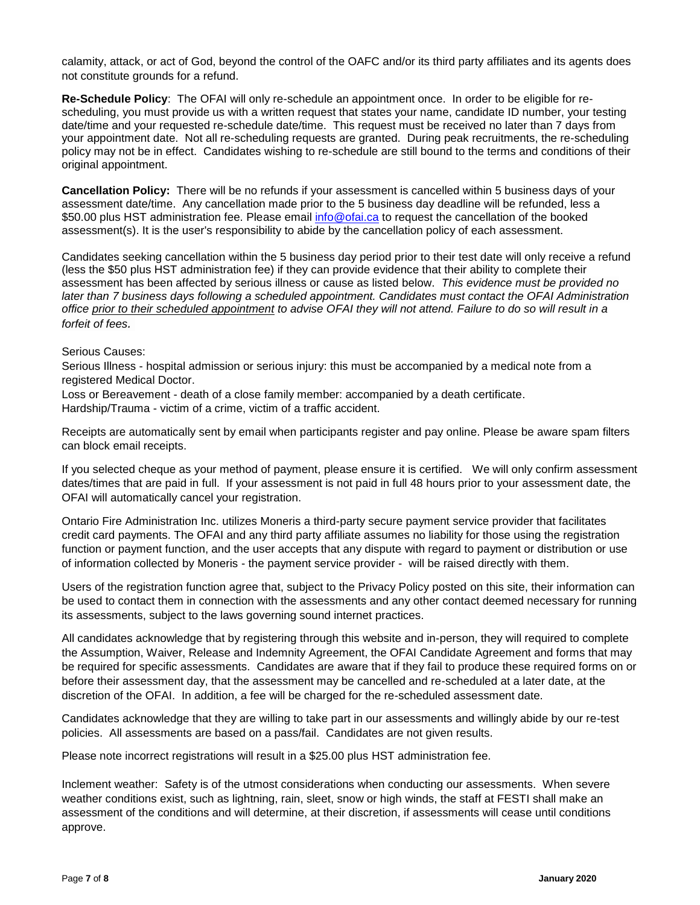calamity, attack, or act of God, beyond the control of the OAFC and/or its third party affiliates and its agents does not constitute grounds for a refund.

**Re-Schedule Policy**: The OFAI will only re-schedule an appointment once. In order to be eligible for re-scheduling, you must provide us with a written request that states your name, candidate ID number, your testing date/time and your requested re-schedule date/time. This request must be received no later than 7 days from your appointment date. Not all re-scheduling requests are granted. During peak recruitments, the re-scheduling policy may not be in effect. Candidates wishing to re-schedule are still bound to the terms and conditions of their original appointment.

**Cancellation Policy:** There will be no refunds if your assessment is cancelled within 5 business days of your assessment date/time. Any cancellation made prior to the 5 business day deadline will be refunded, less a $50.00 plus HST administration fee. Please email info@ofai.ca to request the cancellation of the booked assessment(s). It is the user's responsibility to abide by the cancellation policy of each assessment.

Candidates seeking cancellation within the 5 business day period prior to their test date will only receive a refund (less the $50 plus HST administration fee) if they can provide evidence that their ability to complete their assessment has been affected by serious illness or cause as listed below. *This evidence must be provided no later than 7 business days following a scheduled appointment. Candidates must contact the OFAI Administration office <u>prior to their scheduled appointment</u> to advise OFAI they will not attend. Failure to do so will result in a forfeit of fees.*

Serious Causes:
Serious Illness - hospital admission or serious injury: this must be accompanied by a medical note from a registered Medical Doctor.
Loss or Bereavement - death of a close family member: accompanied by a death certificate.
Hardship/Trauma - victim of a crime, victim of a traffic accident.

Receipts are automatically sent by email when participants register and pay online. Please be aware spam filters can block email receipts.

If you selected cheque as your method of payment, please ensure it is certified. We will only confirm assessment dates/times that are paid in full. If your assessment is not paid in full 48 hours prior to your assessment date, the OFAI will automatically cancel your registration.

Ontario Fire Administration Inc. utilizes Moneris a third-party secure payment service provider that facilitates credit card payments. The OFAI and any third party affiliate assumes no liability for those using the registration function or payment function, and the user accepts that any dispute with regard to payment or distribution or use of information collected by Moneris - the payment service provider - will be raised directly with them.

Users of the registration function agree that, subject to the Privacy Policy posted on this site, their information can be used to contact them in connection with the assessments and any other contact deemed necessary for running its assessments, subject to the laws governing sound internet practices.

All candidates acknowledge that by registering through this website and in-person, they will required to complete the Assumption, Waiver, Release and Indemnity Agreement, the OFAI Candidate Agreement and forms that may be required for specific assessments. Candidates are aware that if they fail to produce these required forms on or before their assessment day, that the assessment may be cancelled and re-scheduled at a later date, at the discretion of the OFAI. In addition, a fee will be charged for the re-scheduled assessment date.

Candidates acknowledge that they are willing to take part in our assessments and willingly abide by our re-test policies. All assessments are based on a pass/fail. Candidates are not given results.

Please note incorrect registrations will result in a $25.00 plus HST administration fee.

Inclement weather: Safety is of the utmost considerations when conducting our assessments. When severe weather conditions exist, such as lightning, rain, sleet, snow or high winds, the staff at FESTI shall make an assessment of the conditions and will determine, at their discretion, if assessments will cease until conditions approve.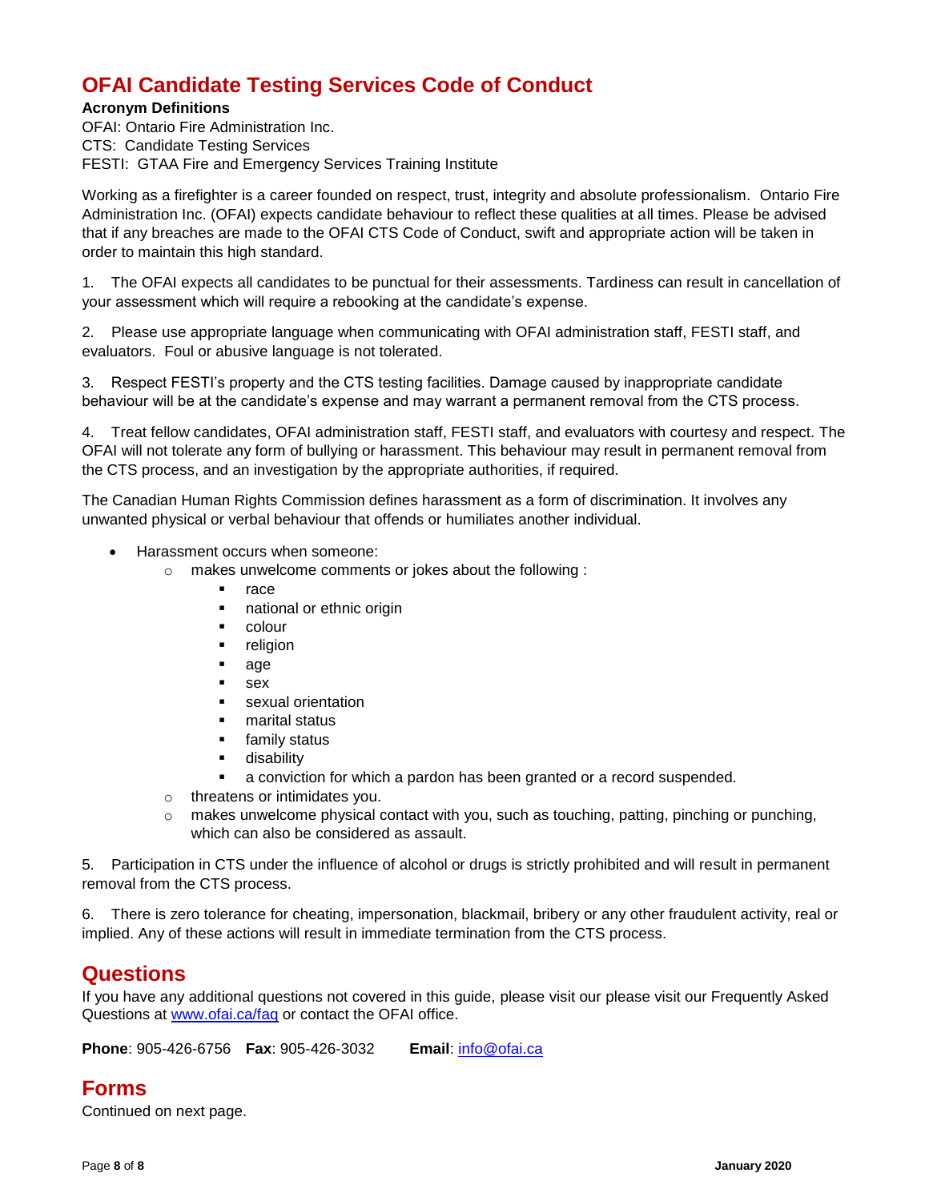# OFAI Candidate Testing Services Code of Conduct

**Acronym Definitions**

OFAI: Ontario Fire Administration Inc.
CTS: Candidate Testing Services
FESTI: GTAA Fire and Emergency Services Training Institute

Working as a firefighter is a career founded on respect, trust, integrity and absolute professionalism. Ontario Fire Administration Inc. (OFAI) expects candidate behaviour to reflect these qualities at all times. Please be advised that if any breaches are made to the OFAI CTS Code of Conduct, swift and appropriate action will be taken in order to maintain this high standard.

1. The OFAI expects all candidates to be punctual for their assessments. Tardiness can result in cancellation of your assessment which will require a rebooking at the candidate's expense.

2. Please use appropriate language when communicating with OFAI administration staff, FESTI staff, and evaluators. Foul or abusive language is not tolerated.

3. Respect FESTI's property and the CTS testing facilities. Damage caused by inappropriate candidate behaviour will be at the candidate's expense and may warrant a permanent removal from the CTS process.

4. Treat fellow candidates, OFAI administration staff, FESTI staff, and evaluators with courtesy and respect. The OFAI will not tolerate any form of bullying or harassment. This behaviour may result in permanent removal from the CTS process, and an investigation by the appropriate authorities, if required.

The Canadian Human Rights Commission defines harassment as a form of discrimination. It involves any unwanted physical or verbal behaviour that offends or humiliates another individual.

- Harassment occurs when someone:
  - makes unwelcome comments or jokes about the following :
    - race
    - national or ethnic origin
    - colour
    - religion
    - age
    - sex
    - sexual orientation
    - marital status
    - family status
    - disability
    - a conviction for which a pardon has been granted or a record suspended.
  - threatens or intimidates you.
  - makes unwelcome physical contact with you, such as touching, patting, pinching or punching, which can also be considered as assault.

5. Participation in CTS under the influence of alcohol or drugs is strictly prohibited and will result in permanent removal from the CTS process.

6. There is zero tolerance for cheating, impersonation, blackmail, bribery or any other fraudulent activity, real or implied. Any of these actions will result in immediate termination from the CTS process.

## Questions

If you have any additional questions not covered in this guide, please visit our please visit our Frequently Asked Questions at [www.ofai.ca/faq](www.ofai.ca/faq) or contact the OFAI office.

**Phone**: 905-426-6756 **Fax**: 905-426-3032 **Email**: [info@ofai.ca](mailto:info@ofai.ca)

## Forms

Continued on next page.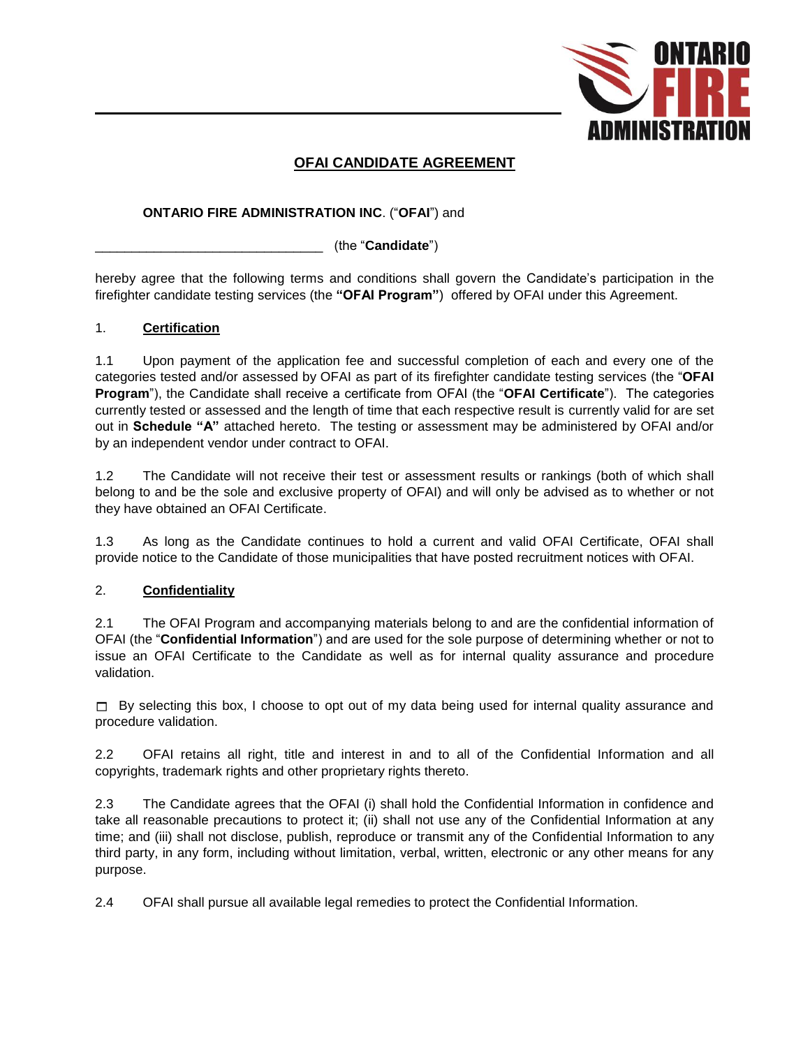# OFAI CANDIDATE AGREEMENT

**ONTARIO FIRE ADMINISTRATION INC**. ("**OFAI**") and

_______________________________ (the "**Candidate**")

hereby agree that the following terms and conditions shall govern the Candidate's participation in the firefighter candidate testing services (the **"OFAI Program"**) offered by OFAI under this Agreement.

## 1. Certification

1.1 Upon payment of the application fee and successful completion of each and every one of the categories tested and/or assessed by OFAI as part of its firefighter candidate testing services (the "**OFAI Program**"), the Candidate shall receive a certificate from OFAI (the "**OFAI Certificate**"). The categories currently tested or assessed and the length of time that each respective result is currently valid for are set out in **Schedule "A"** attached hereto. The testing or assessment may be administered by OFAI and/or by an independent vendor under contract to OFAI.

1.2 The Candidate will not receive their test or assessment results or rankings (both of which shall belong to and be the sole and exclusive property of OFAI) and will only be advised as to whether or not they have obtained an OFAI Certificate.

1.3 As long as the Candidate continues to hold a current and valid OFAI Certificate, OFAI shall provide notice to the Candidate of those municipalities that have posted recruitment notices with OFAI.

## 2. Confidentiality

2.1 The OFAI Program and accompanying materials belong to and are the confidential information of OFAI (the "**Confidential Information**") and are used for the sole purpose of determining whether or not to issue an OFAI Certificate to the Candidate as well as for internal quality assurance and procedure validation.

☐ By selecting this box, I choose to opt out of my data being used for internal quality assurance and procedure validation.

2.2 OFAI retains all right, title and interest in and to all of the Confidential Information and all copyrights, trademark rights and other proprietary rights thereto.

2.3 The Candidate agrees that the OFAI (i) shall hold the Confidential Information in confidence and take all reasonable precautions to protect it; (ii) shall not use any of the Confidential Information at any time; and (iii) shall not disclose, publish, reproduce or transmit any of the Confidential Information to any third party, in any form, including without limitation, verbal, written, electronic or any other means for any purpose.

2.4 OFAI shall pursue all available legal remedies to protect the Confidential Information.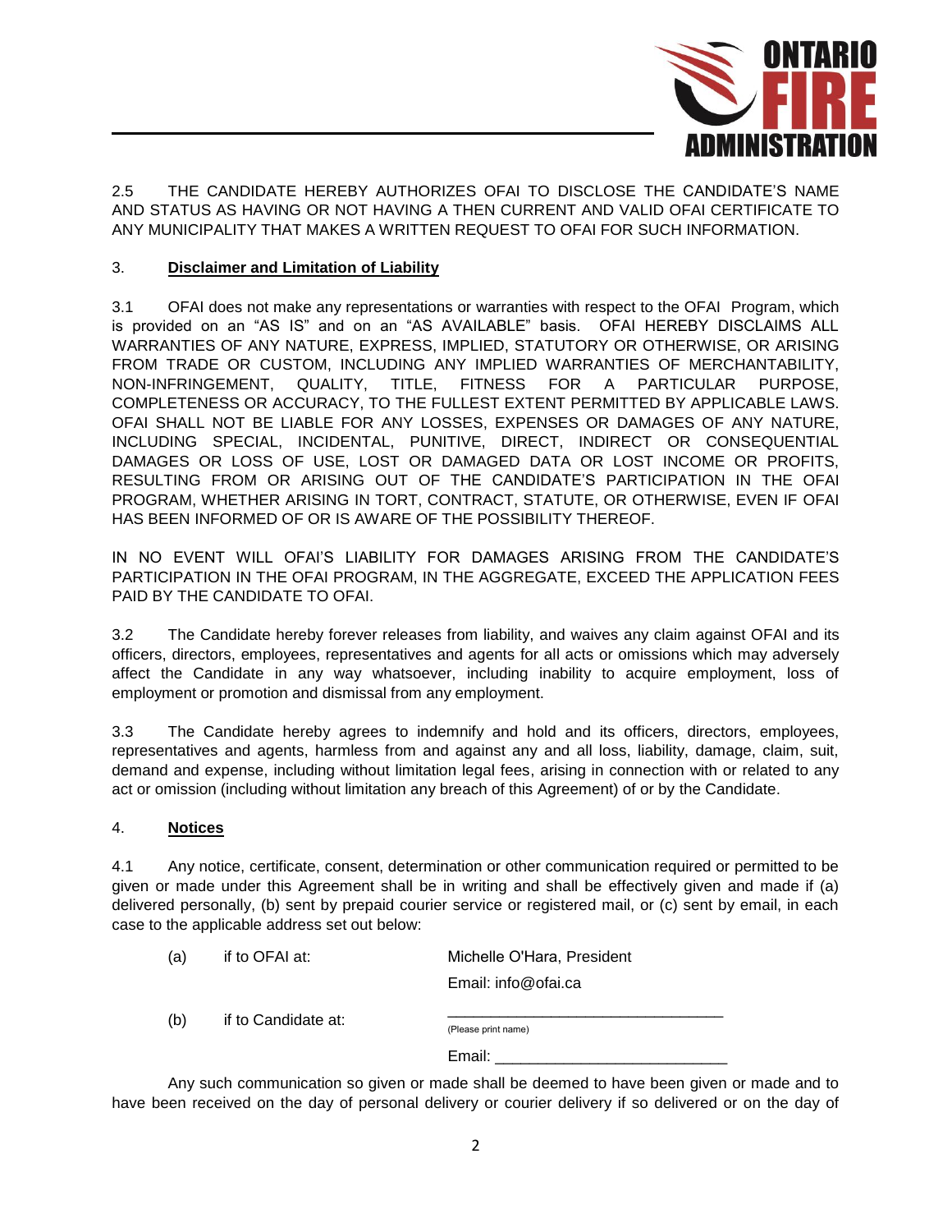2.5 THE CANDIDATE HEREBY AUTHORIZES OFAI TO DISCLOSE THE CANDIDATE'S NAME AND STATUS AS HAVING OR NOT HAVING A THEN CURRENT AND VALID OFAI CERTIFICATE TO ANY MUNICIPALITY THAT MAKES A WRITTEN REQUEST TO OFAI FOR SUCH INFORMATION.

## 3. **Disclaimer and Limitation of Liability**

3.1 OFAI does not make any representations or warranties with respect to the OFAI Program, which is provided on an "AS IS" and on an "AS AVAILABLE" basis. OFAI HEREBY DISCLAIMS ALL WARRANTIES OF ANY NATURE, EXPRESS, IMPLIED, STATUTORY OR OTHERWISE, OR ARISING FROM TRADE OR CUSTOM, INCLUDING ANY IMPLIED WARRANTIES OF MERCHANTABILITY, NON-INFRINGEMENT, QUALITY, TITLE, FITNESS FOR A PARTICULAR PURPOSE, COMPLETENESS OR ACCURACY, TO THE FULLEST EXTENT PERMITTED BY APPLICABLE LAWS. OFAI SHALL NOT BE LIABLE FOR ANY LOSSES, EXPENSES OR DAMAGES OF ANY NATURE, INCLUDING SPECIAL, INCIDENTAL, PUNITIVE, DIRECT, INDIRECT OR CONSEQUENTIAL DAMAGES OR LOSS OF USE, LOST OR DAMAGED DATA OR LOST INCOME OR PROFITS, RESULTING FROM OR ARISING OUT OF THE CANDIDATE'S PARTICIPATION IN THE OFAI PROGRAM, WHETHER ARISING IN TORT, CONTRACT, STATUTE, OR OTHERWISE, EVEN IF OFAI HAS BEEN INFORMED OF OR IS AWARE OF THE POSSIBILITY THEREOF.

IN NO EVENT WILL OFAI'S LIABILITY FOR DAMAGES ARISING FROM THE CANDIDATE'S PARTICIPATION IN THE OFAI PROGRAM, IN THE AGGREGATE, EXCEED THE APPLICATION FEES PAID BY THE CANDIDATE TO OFAI.

3.2 The Candidate hereby forever releases from liability, and waives any claim against OFAI and its officers, directors, employees, representatives and agents for all acts or omissions which may adversely affect the Candidate in any way whatsoever, including inability to acquire employment, loss of employment or promotion and dismissal from any employment.

3.3 The Candidate hereby agrees to indemnify and hold and its officers, directors, employees, representatives and agents, harmless from and against any and all loss, liability, damage, claim, suit, demand and expense, including without limitation legal fees, arising in connection with or related to any act or omission (including without limitation any breach of this Agreement) of or by the Candidate.

## 4. **Notices**

4.1 Any notice, certificate, consent, determination or other communication required or permitted to be given or made under this Agreement shall be in writing and shall be effectively given and made if (a) delivered personally, (b) sent by prepaid courier service or registered mail, or (c) sent by email, in each case to the applicable address set out below:

(a) if to OFAI at: Michelle O'Hara, President
Email: info@ofai.ca

(b) if to Candidate at: ________________________________
(Please print name)
Email: ___________________________

Any such communication so given or made shall be deemed to have been given or made and to have been received on the day of personal delivery or courier delivery if so delivered or on the day of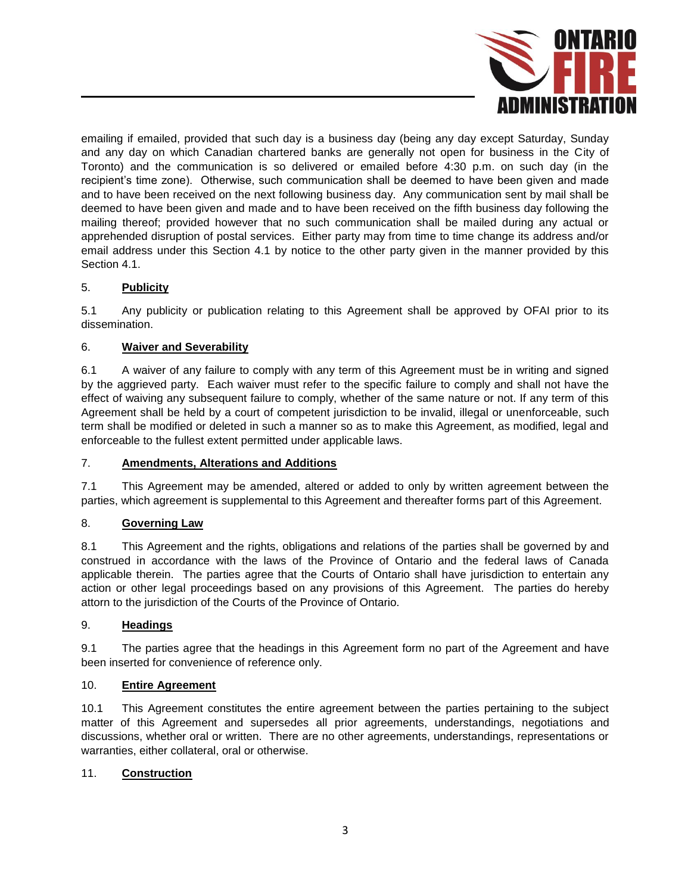emailing if emailed, provided that such day is a business day (being any day except Saturday, Sunday and any day on which Canadian chartered banks are generally not open for business in the City of Toronto) and the communication is so delivered or emailed before 4:30 p.m. on such day (in the recipient's time zone). Otherwise, such communication shall be deemed to have been given and made and to have been received on the next following business day. Any communication sent by mail shall be deemed to have been given and made and to have been received on the fifth business day following the mailing thereof; provided however that no such communication shall be mailed during any actual or apprehended disruption of postal services. Either party may from time to time change its address and/or email address under this Section 4.1 by notice to the other party given in the manner provided by this Section 4.1.

5. **Publicity**

5.1 Any publicity or publication relating to this Agreement shall be approved by OFAI prior to its dissemination.

6. **Waiver and Severability**

6.1 A waiver of any failure to comply with any term of this Agreement must be in writing and signed by the aggrieved party. Each waiver must refer to the specific failure to comply and shall not have the effect of waiving any subsequent failure to comply, whether of the same nature or not. If any term of this Agreement shall be held by a court of competent jurisdiction to be invalid, illegal or unenforceable, such term shall be modified or deleted in such a manner so as to make this Agreement, as modified, legal and enforceable to the fullest extent permitted under applicable laws.

7. **Amendments, Alterations and Additions**

7.1 This Agreement may be amended, altered or added to only by written agreement between the parties, which agreement is supplemental to this Agreement and thereafter forms part of this Agreement.

8. **Governing Law**

8.1 This Agreement and the rights, obligations and relations of the parties shall be governed by and construed in accordance with the laws of the Province of Ontario and the federal laws of Canada applicable therein. The parties agree that the Courts of Ontario shall have jurisdiction to entertain any action or other legal proceedings based on any provisions of this Agreement. The parties do hereby attorn to the jurisdiction of the Courts of the Province of Ontario.

9. **Headings**

9.1 The parties agree that the headings in this Agreement form no part of the Agreement and have been inserted for convenience of reference only.

10. **Entire Agreement**

10.1 This Agreement constitutes the entire agreement between the parties pertaining to the subject matter of this Agreement and supersedes all prior agreements, understandings, negotiations and discussions, whether oral or written. There are no other agreements, understandings, representations or warranties, either collateral, oral or otherwise.

11. **Construction**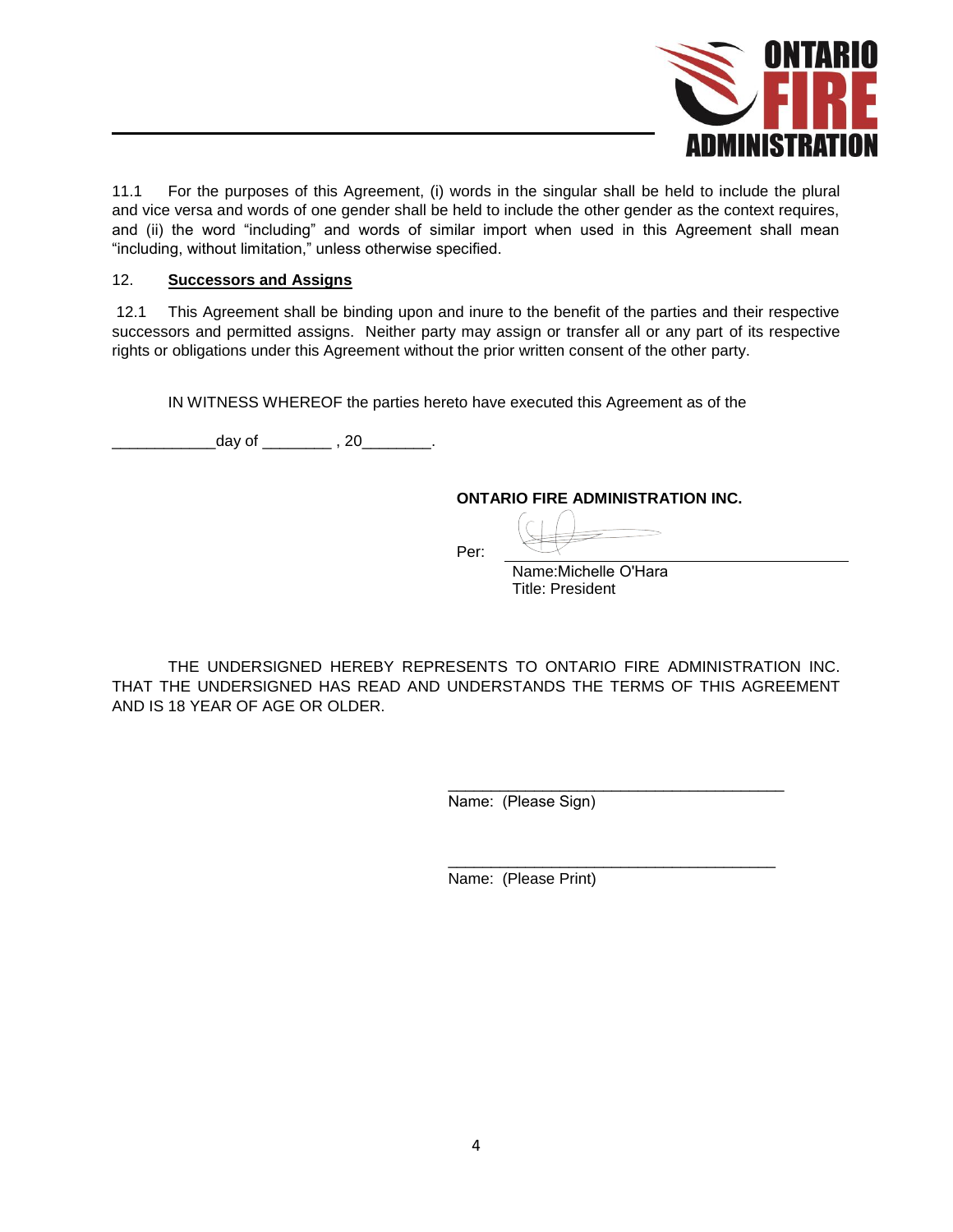11.1 For the purposes of this Agreement, (i) words in the singular shall be held to include the plural and vice versa and words of one gender shall be held to include the other gender as the context requires, and (ii) the word "including" and words of similar import when used in this Agreement shall mean "including, without limitation," unless otherwise specified.

12. **Successors and Assigns**

12.1 This Agreement shall be binding upon and inure to the benefit of the parties and their respective successors and permitted assigns. Neither party may assign or transfer all or any part of its respective rights or obligations under this Agreement without the prior written consent of the other party.

IN WITNESS WHEREOF the parties hereto have executed this Agreement as of the

____________day of ________ , 20________.

**ONTARIO FIRE ADMINISTRATION INC.**

Per: ________________________________

Name:Michelle O'Hara
Title: President

THE UNDERSIGNED HEREBY REPRESENTS TO ONTARIO FIRE ADMINISTRATION INC. THAT THE UNDERSIGNED HAS READ AND UNDERSTANDS THE TERMS OF THIS AGREEMENT AND IS 18 YEAR OF AGE OR OLDER.

________________________________________
Name: (Please Sign)

________________________________________
Name: (Please Print)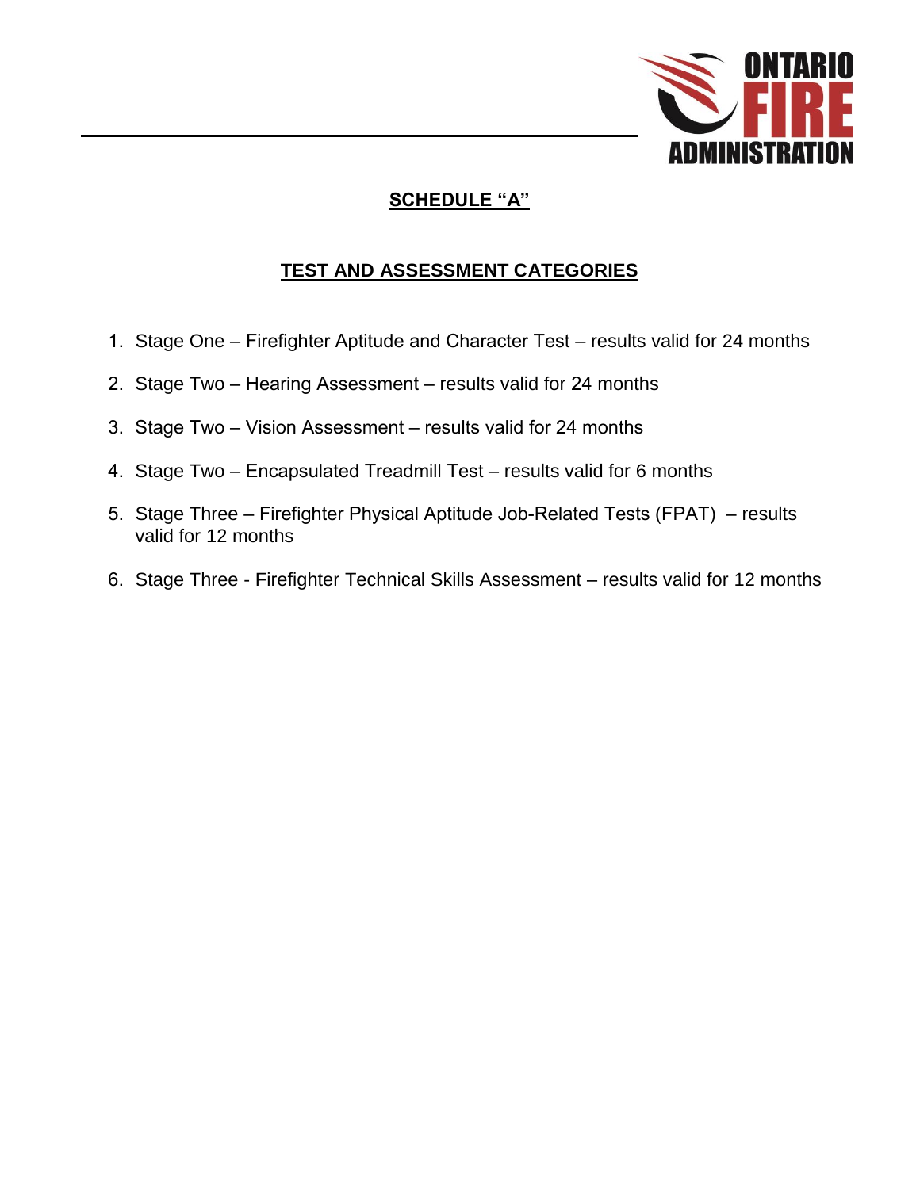## SCHEDULE "A"

## TEST AND ASSESSMENT CATEGORIES

1. Stage One – Firefighter Aptitude and Character Test – results valid for 24 months
2. Stage Two – Hearing Assessment – results valid for 24 months
3. Stage Two – Vision Assessment – results valid for 24 months
4. Stage Two – Encapsulated Treadmill Test – results valid for 6 months
5. Stage Three – Firefighter Physical Aptitude Job-Related Tests (FPAT) – results valid for 12 months
6. Stage Three - Firefighter Technical Skills Assessment – results valid for 12 months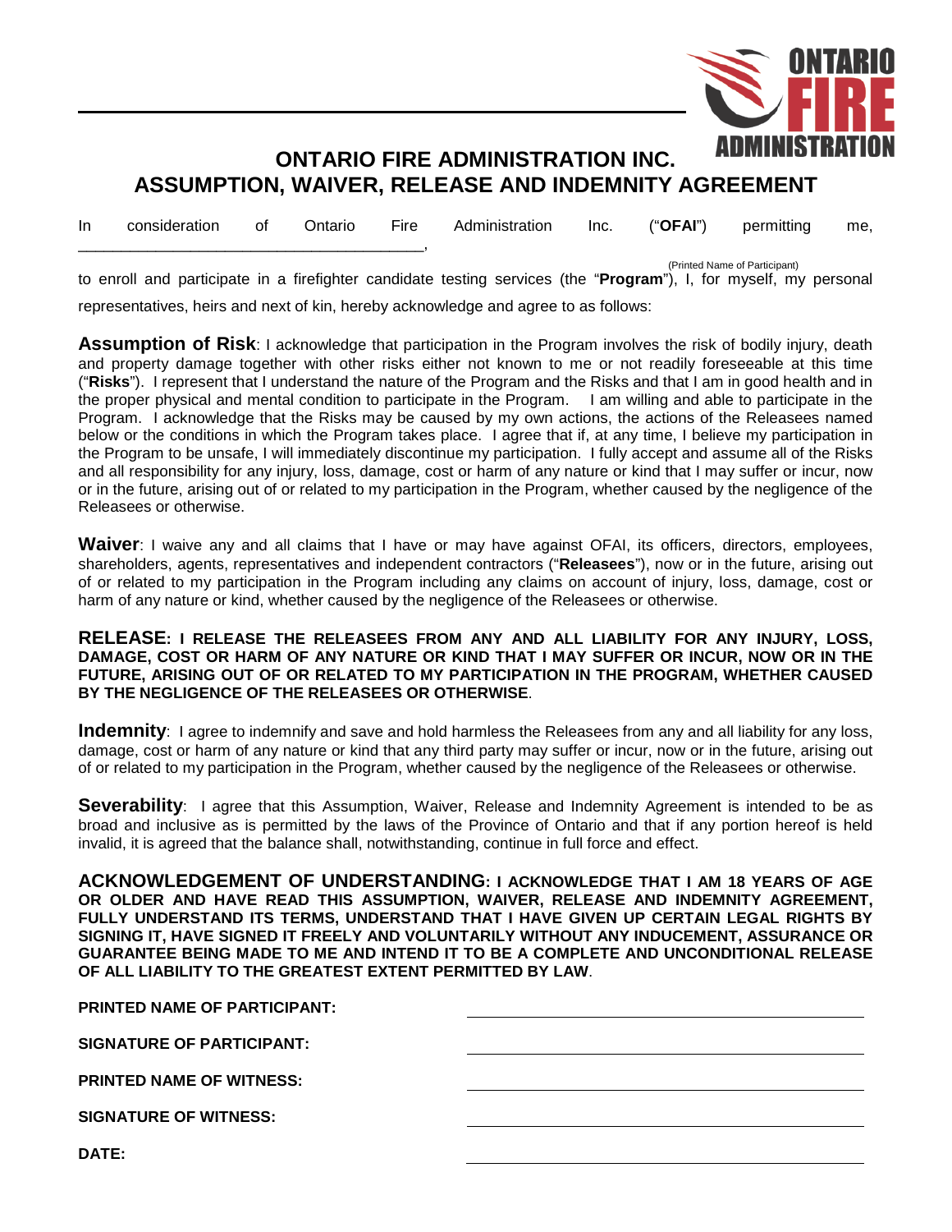# ONTARIO FIRE ADMINISTRATION INC.
# ASSUMPTION, WAIVER, RELEASE AND INDEMNITY AGREEMENT

In consideration of Ontario Fire Administration Inc. ("**OFAI**") permitting me, ________________________________________,
(Printed Name of Participant)
to enroll and participate in a firefighter candidate testing services (the "**Program**"), I, for myself, my personal representatives, heirs and next of kin, hereby acknowledge and agree to as follows:

**Assumption of Risk**: I acknowledge that participation in the Program involves the risk of bodily injury, death and property damage together with other risks either not known to me or not readily foreseeable at this time ("**Risks**"). I represent that I understand the nature of the Program and the Risks and that I am in good health and in the proper physical and mental condition to participate in the Program. I am willing and able to participate in the Program. I acknowledge that the Risks may be caused by my own actions, the actions of the Releasees named below or the conditions in which the Program takes place. I agree that if, at any time, I believe my participation in the Program to be unsafe, I will immediately discontinue my participation. I fully accept and assume all of the Risks and all responsibility for any injury, loss, damage, cost or harm of any nature or kind that I may suffer or incur, now or in the future, arising out of or related to my participation in the Program, whether caused by the negligence of the Releasees or otherwise.

**Waiver**: I waive any and all claims that I have or may have against OFAI, its officers, directors, employees, shareholders, agents, representatives and independent contractors ("**Releasees**"), now or in the future, arising out of or related to my participation in the Program including any claims on account of injury, loss, damage, cost or harm of any nature or kind, whether caused by the negligence of the Releasees or otherwise.

**RELEASE: I RELEASE THE RELEASEES FROM ANY AND ALL LIABILITY FOR ANY INJURY, LOSS, DAMAGE, COST OR HARM OF ANY NATURE OR KIND THAT I MAY SUFFER OR INCUR, NOW OR IN THE FUTURE, ARISING OUT OF OR RELATED TO MY PARTICIPATION IN THE PROGRAM, WHETHER CAUSED BY THE NEGLIGENCE OF THE RELEASEES OR OTHERWISE**.

**Indemnity**: I agree to indemnify and save and hold harmless the Releasees from any and all liability for any loss, damage, cost or harm of any nature or kind that any third party may suffer or incur, now or in the future, arising out of or related to my participation in the Program, whether caused by the negligence of the Releasees or otherwise.

**Severability**: I agree that this Assumption, Waiver, Release and Indemnity Agreement is intended to be as broad and inclusive as is permitted by the laws of the Province of Ontario and that if any portion hereof is held invalid, it is agreed that the balance shall, notwithstanding, continue in full force and effect.

**ACKNOWLEDGEMENT OF UNDERSTANDING: I ACKNOWLEDGE THAT I AM 18 YEARS OF AGE OR OLDER AND HAVE READ THIS ASSUMPTION, WAIVER, RELEASE AND INDEMNITY AGREEMENT, FULLY UNDERSTAND ITS TERMS, UNDERSTAND THAT I HAVE GIVEN UP CERTAIN LEGAL RIGHTS BY SIGNING IT, HAVE SIGNED IT FREELY AND VOLUNTARILY WITHOUT ANY INDUCEMENT, ASSURANCE OR GUARANTEE BEING MADE TO ME AND INTEND IT TO BE A COMPLETE AND UNCONDITIONAL RELEASE OF ALL LIABILITY TO THE GREATEST EXTENT PERMITTED BY LAW**.

**PRINTED NAME OF PARTICIPANT:** ________________________________________

**SIGNATURE OF PARTICIPANT:** ________________________________________

**PRINTED NAME OF WITNESS:** ________________________________________

**SIGNATURE OF WITNESS:** ________________________________________

**DATE:** ________________________________________